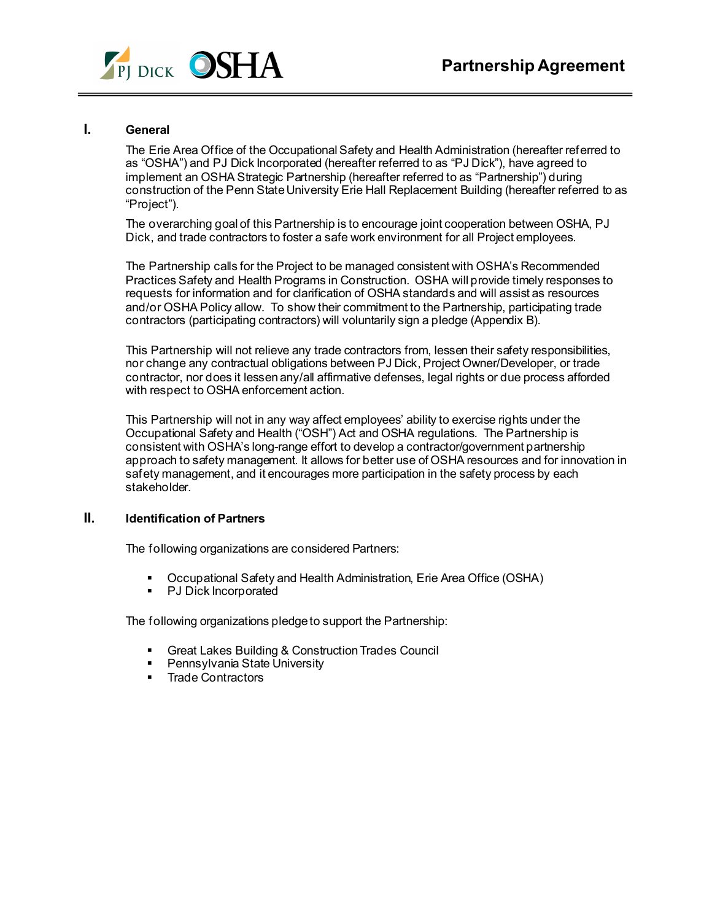# Partnership Agreement

## I. General

The Erie Area Office of the Occupational Safety and Health Administration (hereafter referred to as "OSHA") and PJ Dick Incorporated (hereafter referred to as "PJ Dick"), have agreed to implement an OSHA Strategic Partnership (hereafter referred to as "Partnership") during construction of the Penn State University Erie Hall Replacement Building (hereafter referred to as "Project").

The overarching goal of this Partnership is to encourage joint cooperation between OSHA, PJ Dick, and trade contractors to foster a safe work environment for all Project employees.

The Partnership calls for the Project to be managed consistent with OSHA's Recommended Practices Safety and Health Programs in Construction. OSHA will provide timely responses to requests for information and for clarification of OSHA standards and will assist as resources and/or OSHA Policy allow. To show their commitment to the Partnership, participating trade contractors (participating contractors) will voluntarily sign a pledge (Appendix B).

This Partnership will not relieve any trade contractors from, lessen their safety responsibilities, nor change any contractual obligations between PJ Dick, Project Owner/Developer, or trade contractor, nor does it lessen any/all affirmative defenses, legal rights or due process afforded with respect to OSHA enforcement action.

This Partnership will not in any way affect employees' ability to exercise rights under the Occupational Safety and Health ("OSH") Act and OSHA regulations. The Partnership is consistent with OSHA's long-range effort to develop a contractor/government partnership approach to safety management. It allows for better use of OSHA resources and for innovation in safety management, and it encourages more participation in the safety process by each stakeholder.

## II. Identification of Partners

The following organizations are considered Partners:

- Occupational Safety and Health Administration, Erie Area Office (OSHA)
- PJ Dick Incorporated

The following organizations pledge to support the Partnership:

- Great Lakes Building & Construction Trades Council
- Pennsylvania State University
- Trade Contractors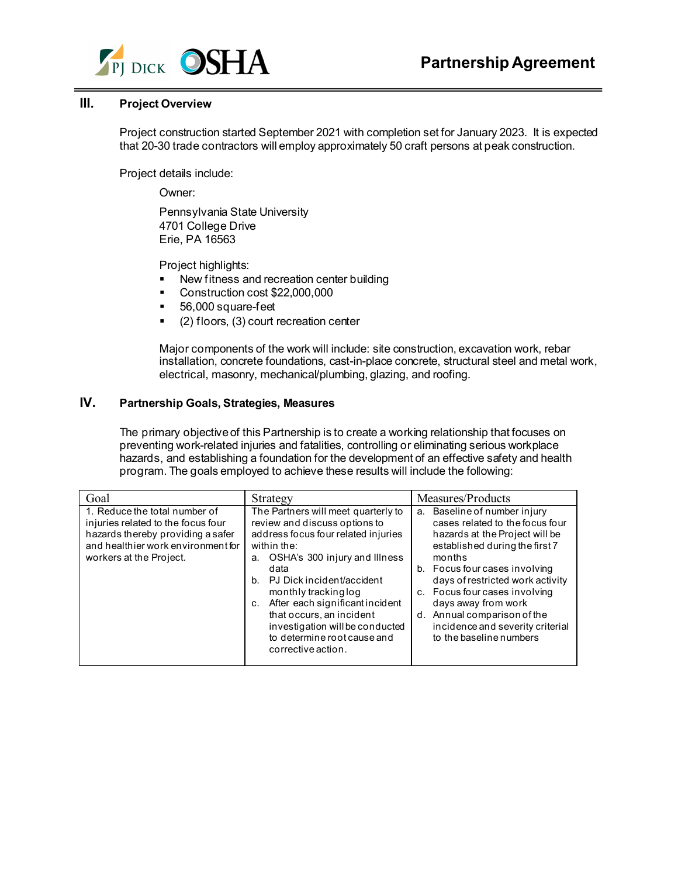## III. Project Overview

Project construction started September 2021 with completion set for January 2023. It is expected that 20-30 trade contractors will employ approximately 50 craft persons at peak construction.

Project details include:

Owner:

Pennsylvania State University
4701 College Drive
Erie, PA 16563

Project highlights:

- New fitness and recreation center building
- Construction cost $22,000,000
- 56,000 square-feet
- (2) floors, (3) court recreation center

Major components of the work will include: site construction, excavation work, rebar installation, concrete foundations, cast-in-place concrete, structural steel and metal work, electrical, masonry, mechanical/plumbing, glazing, and roofing.

## IV. Partnership Goals, Strategies, Measures

The primary objective of this Partnership is to create a working relationship that focuses on preventing work-related injuries and fatalities, controlling or eliminating serious workplace hazards, and establishing a foundation for the development of an effective safety and health program. The goals employed to achieve these results will include the following:

| Goal | Strategy | Measures/Products |
|---|---|---|
| 1. Reduce the total number of injuries related to the focus four hazards thereby providing a safer and healthier work environment for workers at the Project. | The Partners will meet quarterly to review and discuss options to address focus four related injuries within the:<br>a. OSHA's 300 injury and Illness data<br>b. PJ Dick incident/accident monthly tracking log<br>c. After each significant incident that occurs, an incident investigation will be conducted to determine root cause and corrective action. | a. Baseline of number injury cases related to the focus four hazards at the Project will be established during the first 7 months<br>b. Focus four cases involving days of restricted work activity<br>c. Focus four cases involving days away from work<br>d. Annual comparison of the incidence and severity criterial to the baseline numbers |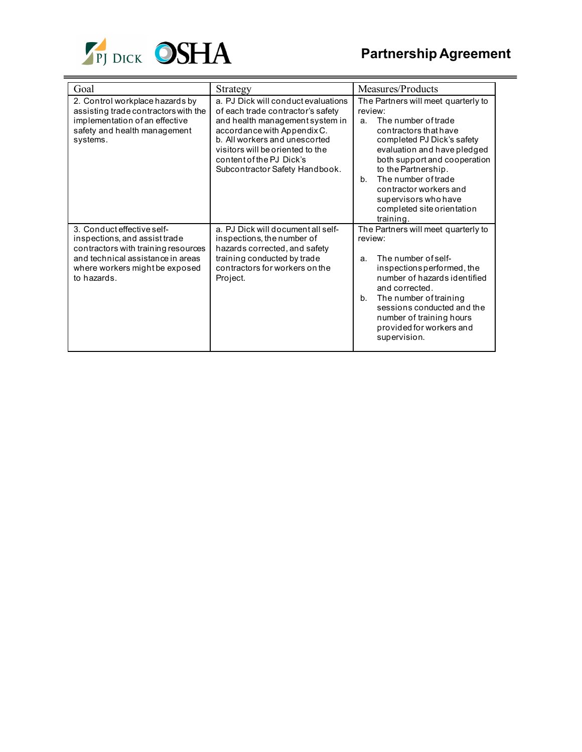| Goal | Strategy | Measures/Products |
| --- | --- | --- |
| 2. Control workplace hazards by assisting trade contractors with the implementation of an effective safety and health management systems. | a. PJ Dick will conduct evaluations of each trade contractor's safety and health management system in accordance with Appendix C.<br>b. All workers and unescorted visitors will be oriented to the content of the PJ Dick's Subcontractor Safety Handbook. | The Partners will meet quarterly to review:<br>a. The number of trade contractors that have completed PJ Dick's safety evaluation and have pledged both support and cooperation to the Partnership.<br>b. The number of trade contractor workers and supervisors who have completed site orientation training. |
| 3. Conduct effective self-inspections, and assist trade contractors with training resources and technical assistance in areas where workers might be exposed to hazards. | a. PJ Dick will document all self-inspections, the number of hazards corrected, and safety training conducted by trade contractors for workers on the Project. | The Partners will meet quarterly to review:<br>a. The number of self-inspections performed, the number of hazards identified and corrected.<br>b. The number of training sessions conducted and the number of training hours provided for workers and supervision. |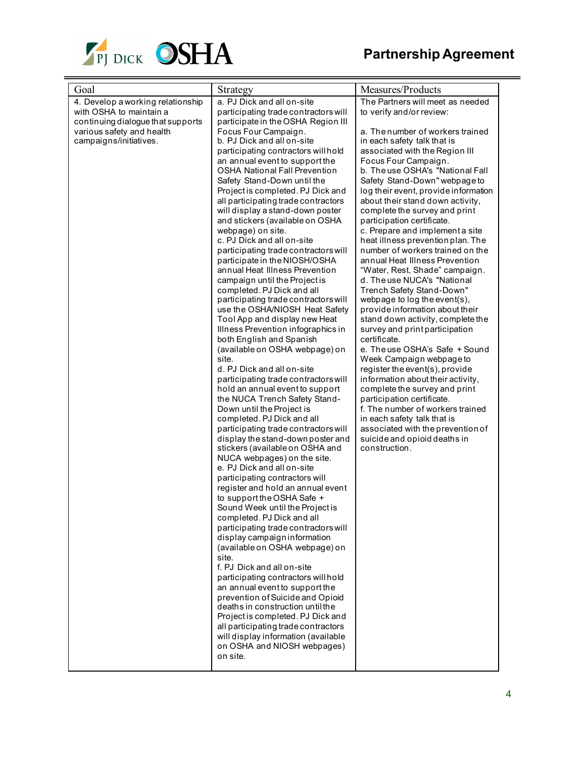# Partnership Agreement

| Goal | Strategy | Measures/Products |
|---|---|---|
| 4. Develop a working relationship with OSHA to maintain a continuing dialogue that supports various safety and health campaigns/initiatives. | a. PJ Dick and all on-site participating trade contractors will participate in the OSHA Region III Focus Four Campaign.<br>b. PJ Dick and all on-site participating contractors will hold an annual event to support the OSHA National Fall Prevention Safety Stand-Down until the Project is completed. PJ Dick and all participating trade contractors will display a stand-down poster and stickers (available on OSHA webpage) on site.<br>c. PJ Dick and all on-site participating trade contractors will participate in the NIOSH/OSHA annual Heat Illness Prevention campaign until the Project is completed. PJ Dick and all participating trade contractors will use the OSHA/NIOSH Heat Safety Tool App and display new Heat Illness Prevention infographics in both English and Spanish (available on OSHA webpage) on site.<br>d. PJ Dick and all on-site participating trade contractors will hold an annual event to support the NUCA Trench Safety Stand-Down until the Project is completed. PJ Dick and all participating trade contractors will display the stand-down poster and stickers (available on OSHA and NUCA webpages) on the site.<br>e. PJ Dick and all on-site participating contractors will register and hold an annual event to support the OSHA Safe + Sound Week until the Project is completed. PJ Dick and all participating trade contractors will display campaign information (available on OSHA webpage) on site.<br>f. PJ Dick and all on-site participating contractors will hold an annual event to support the prevention of Suicide and Opioid deaths in construction until the Project is completed. PJ Dick and all participating trade contractors will display information (available on OSHA and NIOSH webpages) on site. | The Partners will meet as needed to verify and/or review:<br><br>a. The number of workers trained in each safety talk that is associated with the Region III Focus Four Campaign.<br>b. The use OSHA's "National Fall Safety Stand-Down" webpage to log their event, provide information about their stand down activity, complete the survey and print participation certificate.<br>c. Prepare and implement a site heat illness prevention plan. The number of workers trained on the annual Heat Illness Prevention "Water, Rest, Shade" campaign.<br>d. The use NUCA's "National Trench Safety Stand-Down" webpage to log the event(s), provide information about their stand down activity, complete the survey and print participation certificate.<br>e. The use OSHA's Safe + Sound Week Campaign webpage to register the event(s), provide information about their activity, complete the survey and print participation certificate.<br>f. The number of workers trained in each safety talk that is associated with the prevention of suicide and opioid deaths in construction. |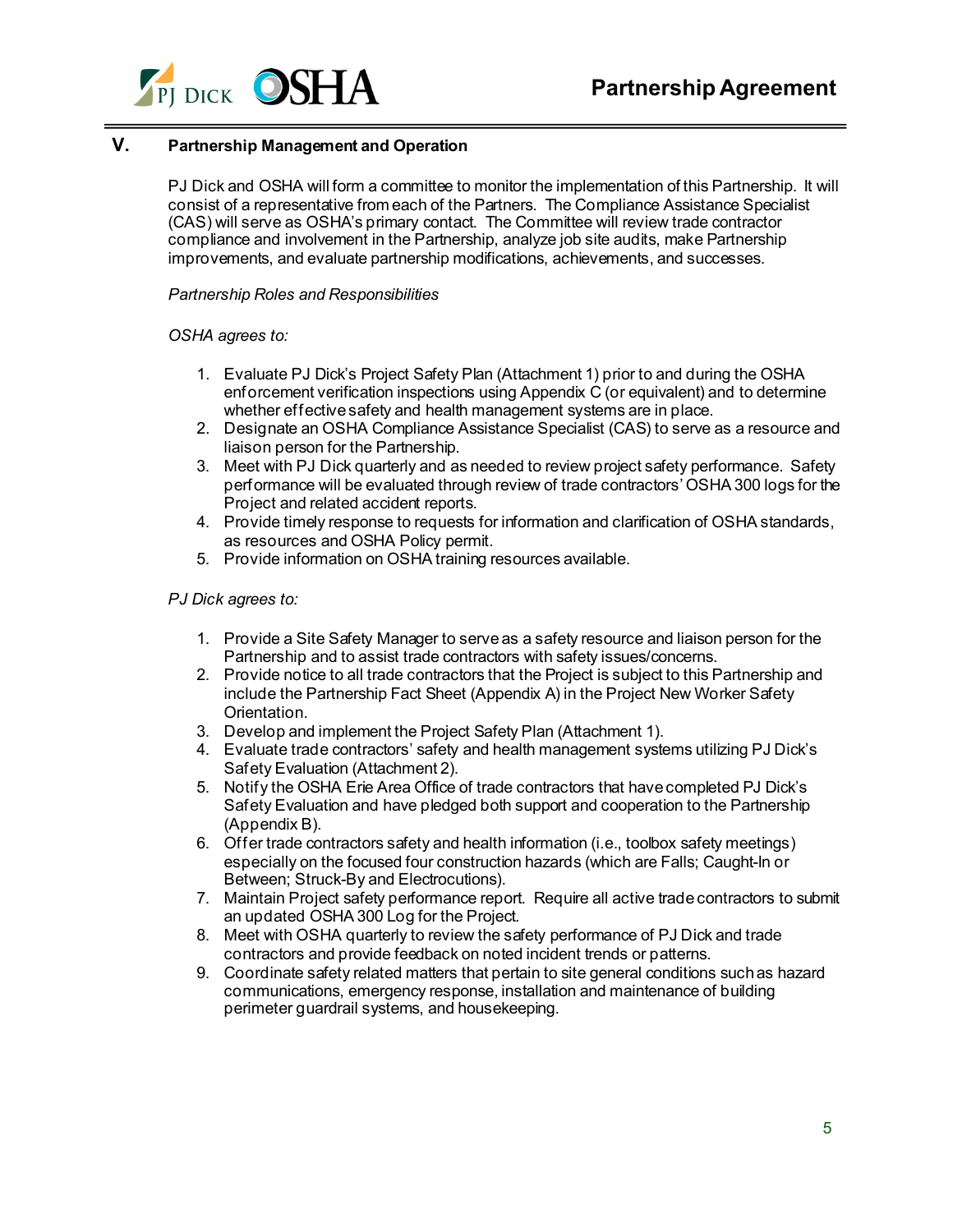## V. Partnership Management and Operation

PJ Dick and OSHA will form a committee to monitor the implementation of this Partnership. It will consist of a representative from each of the Partners. The Compliance Assistance Specialist (CAS) will serve as OSHA's primary contact. The Committee will review trade contractor compliance and involvement in the Partnership, analyze job site audits, make Partnership improvements, and evaluate partnership modifications, achievements, and successes.

*Partnership Roles and Responsibilities*

*OSHA agrees to:*

1. Evaluate PJ Dick's Project Safety Plan (Attachment 1) prior to and during the OSHA enforcement verification inspections using Appendix C (or equivalent) and to determine whether effective safety and health management systems are in place.
2. Designate an OSHA Compliance Assistance Specialist (CAS) to serve as a resource and liaison person for the Partnership.
3. Meet with PJ Dick quarterly and as needed to review project safety performance. Safety performance will be evaluated through review of trade contractors' OSHA 300 logs for the Project and related accident reports.
4. Provide timely response to requests for information and clarification of OSHA standards, as resources and OSHA Policy permit.
5. Provide information on OSHA training resources available.

*PJ Dick agrees to:*

1. Provide a Site Safety Manager to serve as a safety resource and liaison person for the Partnership and to assist trade contractors with safety issues/concerns.
2. Provide notice to all trade contractors that the Project is subject to this Partnership and include the Partnership Fact Sheet (Appendix A) in the Project New Worker Safety Orientation.
3. Develop and implement the Project Safety Plan (Attachment 1).
4. Evaluate trade contractors' safety and health management systems utilizing PJ Dick's Safety Evaluation (Attachment 2).
5. Notify the OSHA Erie Area Office of trade contractors that have completed PJ Dick's Safety Evaluation and have pledged both support and cooperation to the Partnership (Appendix B).
6. Offer trade contractors safety and health information (i.e., toolbox safety meetings) especially on the focused four construction hazards (which are Falls; Caught-In or Between; Struck-By and Electrocutions).
7. Maintain Project safety performance report. Require all active trade contractors to submit an updated OSHA 300 Log for the Project.
8. Meet with OSHA quarterly to review the safety performance of PJ Dick and trade contractors and provide feedback on noted incident trends or patterns.
9. Coordinate safety related matters that pertain to site general conditions such as hazard communications, emergency response, installation and maintenance of building perimeter guardrail systems, and housekeeping.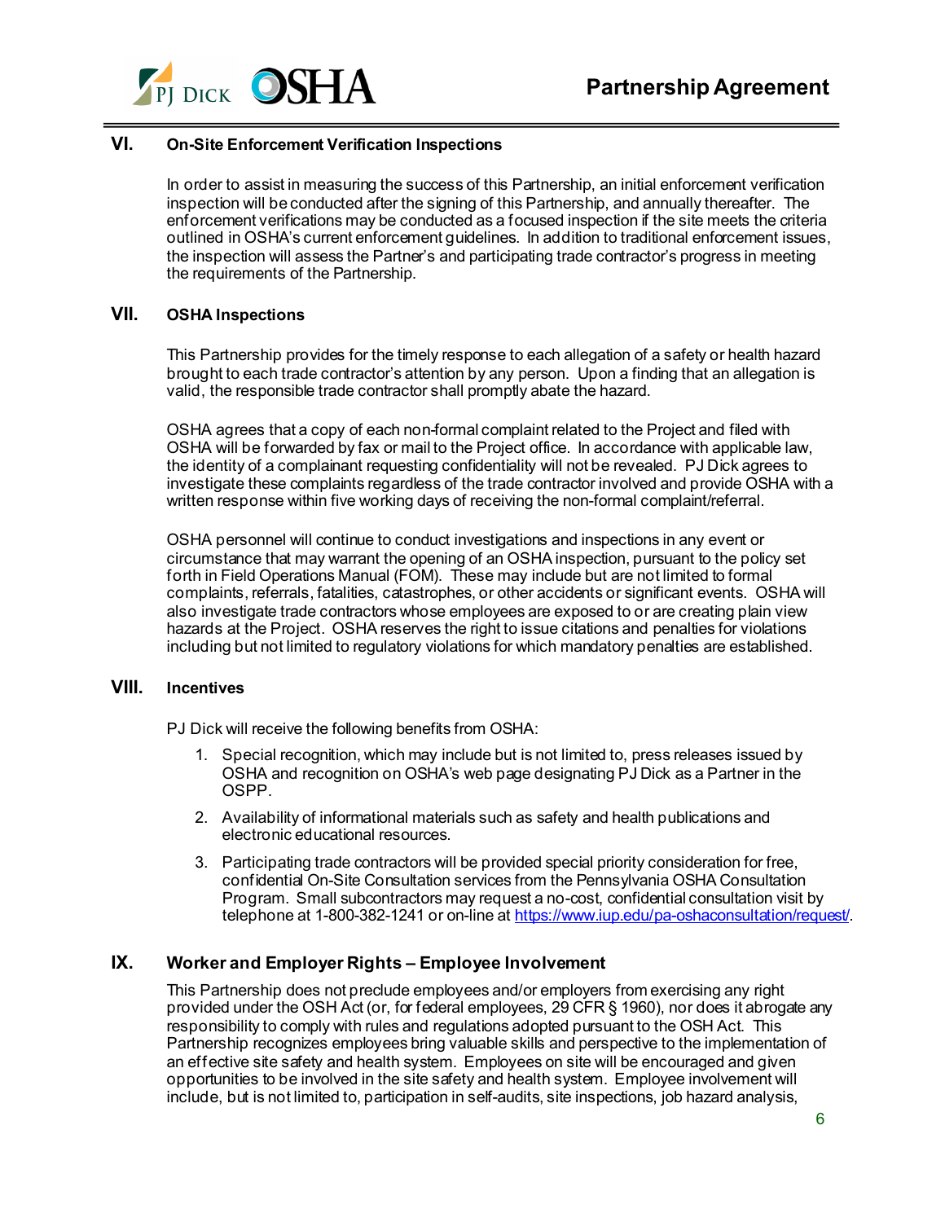## VI. On-Site Enforcement Verification Inspections

In order to assist in measuring the success of this Partnership, an initial enforcement verification inspection will be conducted after the signing of this Partnership, and annually thereafter. The enforcement verifications may be conducted as a focused inspection if the site meets the criteria outlined in OSHA's current enforcement guidelines. In addition to traditional enforcement issues, the inspection will assess the Partner's and participating trade contractor's progress in meeting the requirements of the Partnership.

## VII. OSHA Inspections

This Partnership provides for the timely response to each allegation of a safety or health hazard brought to each trade contractor's attention by any person. Upon a finding that an allegation is valid, the responsible trade contractor shall promptly abate the hazard.

OSHA agrees that a copy of each non-formal complaint related to the Project and filed with OSHA will be forwarded by fax or mail to the Project office. In accordance with applicable law, the identity of a complainant requesting confidentiality will not be revealed. PJ Dick agrees to investigate these complaints regardless of the trade contractor involved and provide OSHA with a written response within five working days of receiving the non-formal complaint/referral.

OSHA personnel will continue to conduct investigations and inspections in any event or circumstance that may warrant the opening of an OSHA inspection, pursuant to the policy set forth in Field Operations Manual (FOM). These may include but are not limited to formal complaints, referrals, fatalities, catastrophes, or other accidents or significant events. OSHA will also investigate trade contractors whose employees are exposed to or are creating plain view hazards at the Project. OSHA reserves the right to issue citations and penalties for violations including but not limited to regulatory violations for which mandatory penalties are established.

## VIII. Incentives

PJ Dick will receive the following benefits from OSHA:

1. Special recognition, which may include but is not limited to, press releases issued by OSHA and recognition on OSHA's web page designating PJ Dick as a Partner in the OSPP.
2. Availability of informational materials such as safety and health publications and electronic educational resources.
3. Participating trade contractors will be provided special priority consideration for free, confidential On-Site Consultation services from the Pennsylvania OSHA Consultation Program. Small subcontractors may request a no-cost, confidential consultation visit by telephone at 1-800-382-1241 or on-line at https://www.iup.edu/pa-oshaconsultation/request/.

## IX. Worker and Employer Rights – Employee Involvement

This Partnership does not preclude employees and/or employers from exercising any right provided under the OSH Act (or, for federal employees, 29 CFR § 1960), nor does it abrogate any responsibility to comply with rules and regulations adopted pursuant to the OSH Act. This Partnership recognizes employees bring valuable skills and perspective to the implementation of an effective site safety and health system. Employees on site will be encouraged and given opportunities to be involved in the site safety and health system. Employee involvement will include, but is not limited to, participation in self-audits, site inspections, job hazard analysis,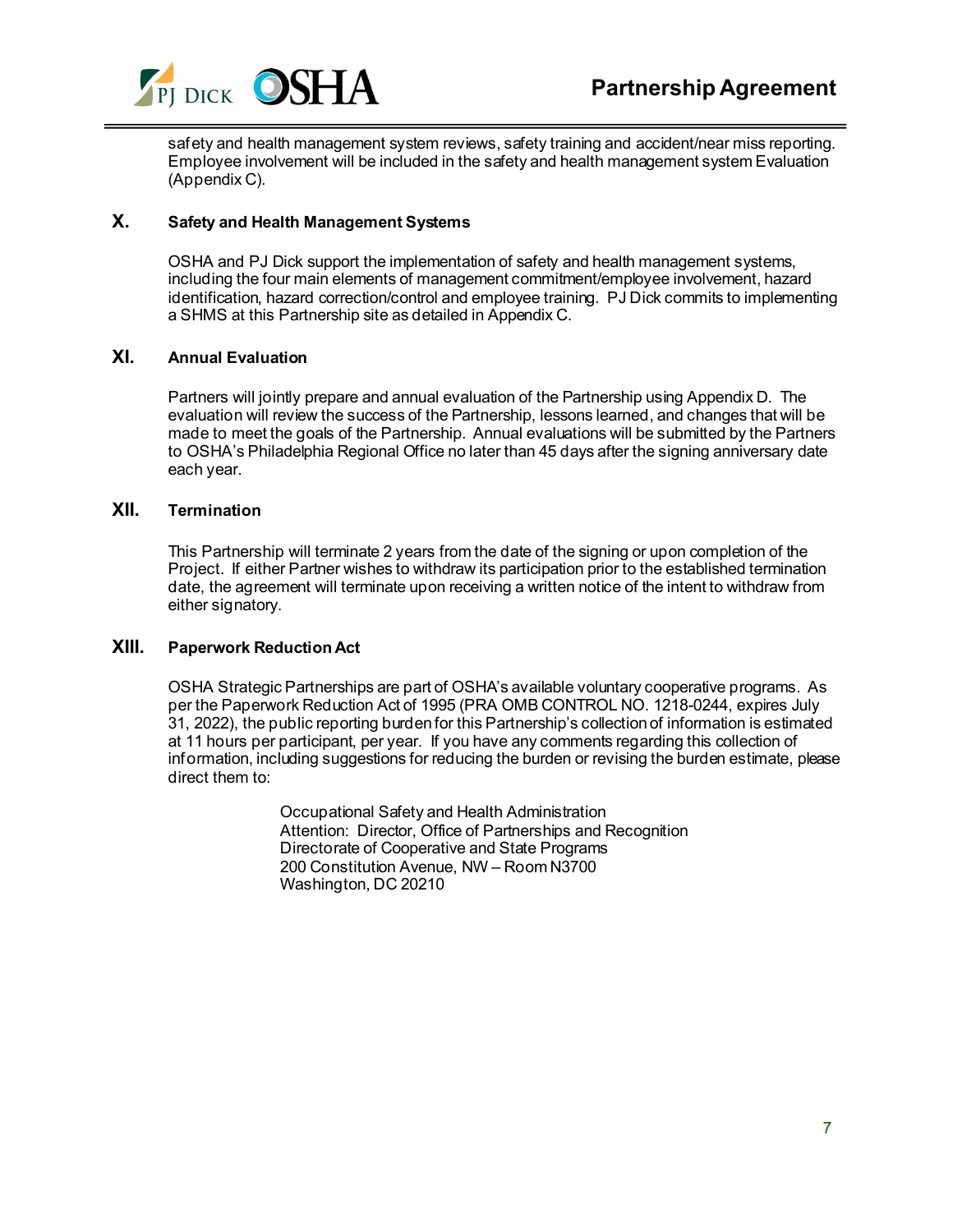safety and health management system reviews, safety training and accident/near miss reporting. Employee involvement will be included in the safety and health management system Evaluation (Appendix C).

## X. Safety and Health Management Systems

OSHA and PJ Dick support the implementation of safety and health management systems, including the four main elements of management commitment/employee involvement, hazard identification, hazard correction/control and employee training. PJ Dick commits to implementing a SHMS at this Partnership site as detailed in Appendix C.

## XI. Annual Evaluation

Partners will jointly prepare and annual evaluation of the Partnership using Appendix D. The evaluation will review the success of the Partnership, lessons learned, and changes that will be made to meet the goals of the Partnership. Annual evaluations will be submitted by the Partners to OSHA's Philadelphia Regional Office no later than 45 days after the signing anniversary date each year.

## XII. Termination

This Partnership will terminate 2 years from the date of the signing or upon completion of the Project. If either Partner wishes to withdraw its participation prior to the established termination date, the agreement will terminate upon receiving a written notice of the intent to withdraw from either signatory.

## XIII. Paperwork Reduction Act

OSHA Strategic Partnerships are part of OSHA's available voluntary cooperative programs. As per the Paperwork Reduction Act of 1995 (PRA OMB CONTROL NO. 1218-0244, expires July 31, 2022), the public reporting burden for this Partnership's collection of information is estimated at 11 hours per participant, per year. If you have any comments regarding this collection of information, including suggestions for reducing the burden or revising the burden estimate, please direct them to:

Occupational Safety and Health Administration
Attention: Director, Office of Partnerships and Recognition
Directorate of Cooperative and State Programs
200 Constitution Avenue, NW – Room N3700
Washington, DC 20210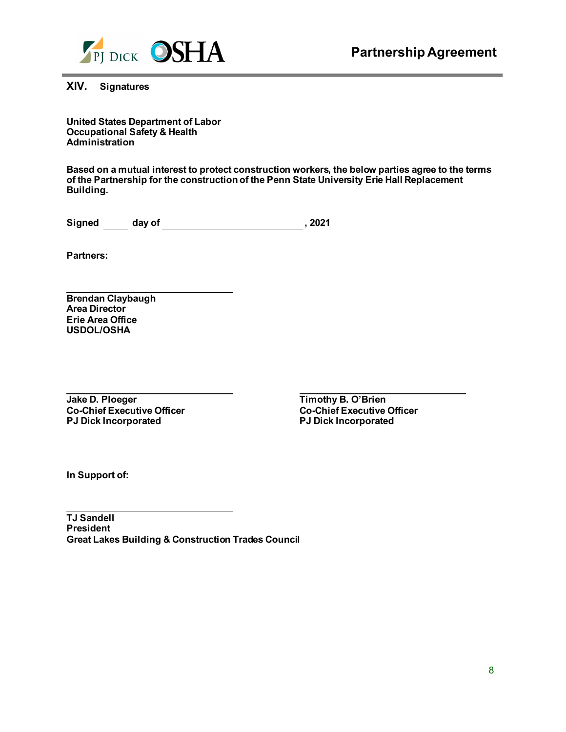## XIV. Signatures

**United States Department of Labor**
**Occupational Safety & Health Administration**

**Based on a mutual interest to protect construction workers, the below parties agree to the terms of the Partnership for the construction of the Penn State University Erie Hall Replacement Building.**

**Signed \_\_\_\_\_ day of \_\_\_\_\_\_\_\_\_\_\_\_\_\_\_\_\_\_\_\_\_\_\_\_\_\_, 2021**

**Partners:**

\_\_\_\_\_\_\_\_\_\_\_\_\_\_\_\_\_\_\_\_\_\_\_\_\_\_\_\_\_\_
**Brendan Claybaugh**
**Area Director**
**Erie Area Office**
**USDOL/OSHA**

\_\_\_\_\_\_\_\_\_\_\_\_\_\_\_\_\_\_\_\_\_\_\_\_\_\_\_\_\_\_
**Jake D. Ploeger**
**Co-Chief Executive Officer**
**PJ Dick Incorporated**

\_\_\_\_\_\_\_\_\_\_\_\_\_\_\_\_\_\_\_\_\_\_\_\_\_\_\_\_\_\_
**Timothy B. O'Brien**
**Co-Chief Executive Officer**
**PJ Dick Incorporated**

**In Support of:**

\_\_\_\_\_\_\_\_\_\_\_\_\_\_\_\_\_\_\_\_\_\_\_\_\_\_\_\_\_\_
**TJ Sandell**
**President**
**Great Lakes Building & Construction Trades Council**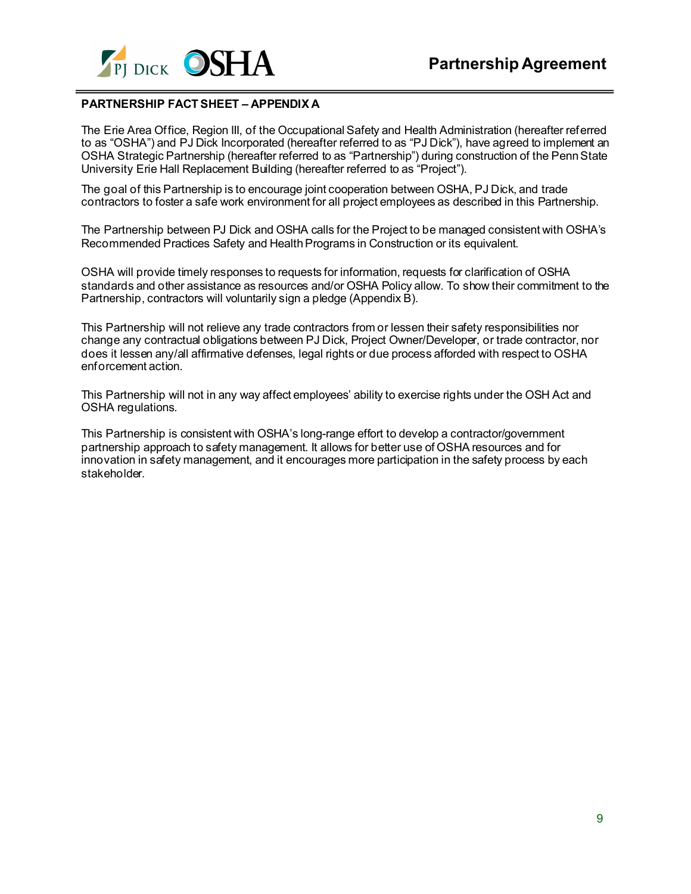**PARTNERSHIP FACT SHEET – APPENDIX A**

The Erie Area Office, Region III, of the Occupational Safety and Health Administration (hereafter referred to as "OSHA") and PJ Dick Incorporated (hereafter referred to as "PJ Dick"), have agreed to implement an OSHA Strategic Partnership (hereafter referred to as "Partnership") during construction of the Penn State University Erie Hall Replacement Building (hereafter referred to as "Project").

The goal of this Partnership is to encourage joint cooperation between OSHA, PJ Dick, and trade contractors to foster a safe work environment for all project employees as described in this Partnership.

The Partnership between PJ Dick and OSHA calls for the Project to be managed consistent with OSHA's Recommended Practices Safety and Health Programs in Construction or its equivalent.

OSHA will provide timely responses to requests for information, requests for clarification of OSHA standards and other assistance as resources and/or OSHA Policy allow. To show their commitment to the Partnership, contractors will voluntarily sign a pledge (Appendix B).

This Partnership will not relieve any trade contractors from or lessen their safety responsibilities nor change any contractual obligations between PJ Dick, Project Owner/Developer, or trade contractor, nor does it lessen any/all affirmative defenses, legal rights or due process afforded with respect to OSHA enforcement action.

This Partnership will not in any way affect employees' ability to exercise rights under the OSH Act and OSHA regulations.

This Partnership is consistent with OSHA's long-range effort to develop a contractor/government partnership approach to safety management. It allows for better use of OSHA resources and for innovation in safety management, and it encourages more participation in the safety process by each stakeholder.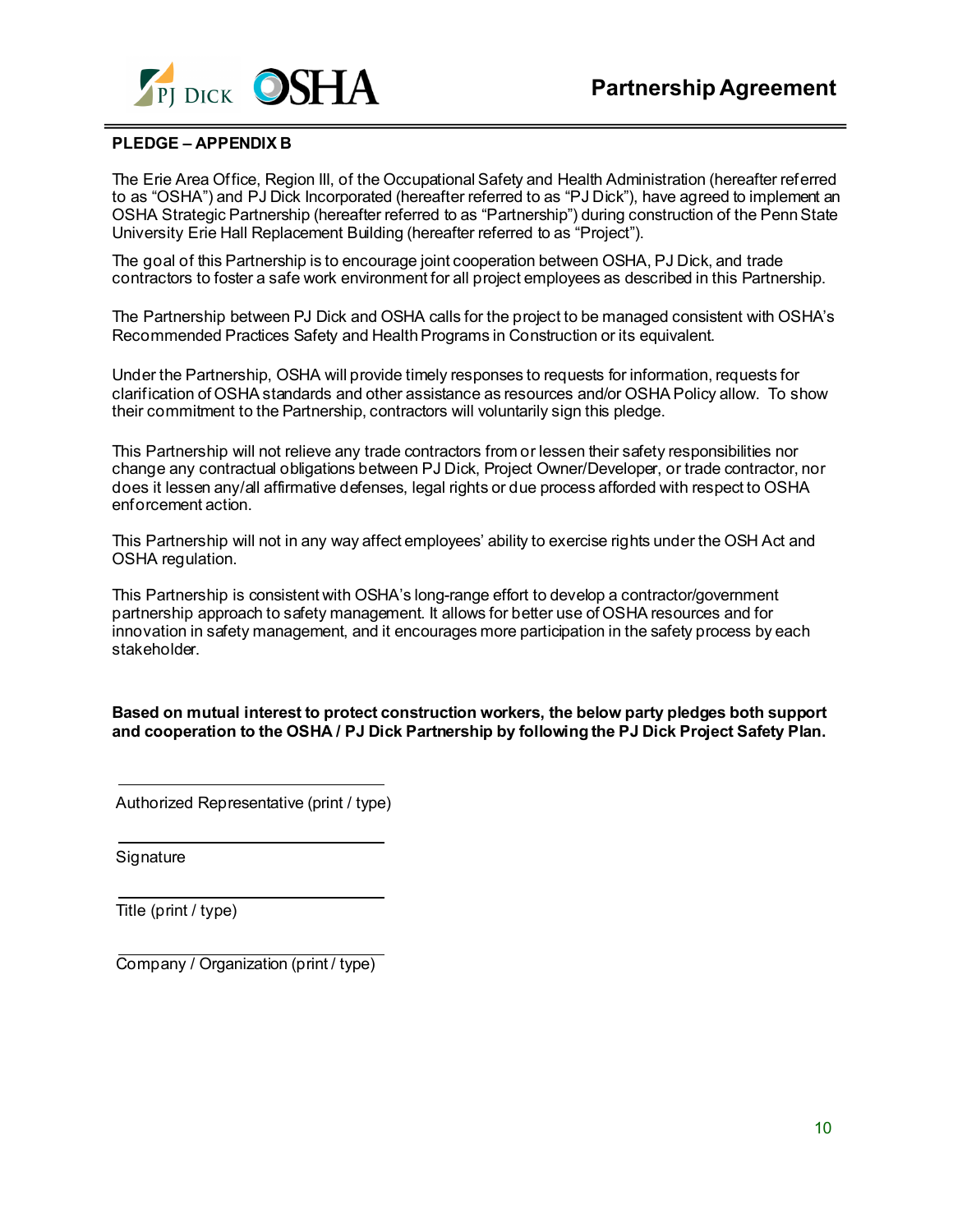## PLEDGE – APPENDIX B

The Erie Area Office, Region III, of the Occupational Safety and Health Administration (hereafter referred to as "OSHA") and PJ Dick Incorporated (hereafter referred to as "PJ Dick"), have agreed to implement an OSHA Strategic Partnership (hereafter referred to as "Partnership") during construction of the Penn State University Erie Hall Replacement Building (hereafter referred to as "Project").

The goal of this Partnership is to encourage joint cooperation between OSHA, PJ Dick, and trade contractors to foster a safe work environment for all project employees as described in this Partnership.

The Partnership between PJ Dick and OSHA calls for the project to be managed consistent with OSHA's Recommended Practices Safety and Health Programs in Construction or its equivalent.

Under the Partnership, OSHA will provide timely responses to requests for information, requests for clarification of OSHA standards and other assistance as resources and/or OSHA Policy allow. To show their commitment to the Partnership, contractors will voluntarily sign this pledge.

This Partnership will not relieve any trade contractors from or lessen their safety responsibilities nor change any contractual obligations between PJ Dick, Project Owner/Developer, or trade contractor, nor does it lessen any/all affirmative defenses, legal rights or due process afforded with respect to OSHA enforcement action.

This Partnership will not in any way affect employees' ability to exercise rights under the OSH Act and OSHA regulation.

This Partnership is consistent with OSHA's long-range effort to develop a contractor/government partnership approach to safety management. It allows for better use of OSHA resources and for innovation in safety management, and it encourages more participation in the safety process by each stakeholder.

**Based on mutual interest to protect construction workers, the below party pledges both support and cooperation to the OSHA / PJ Dick Partnership by following the PJ Dick Project Safety Plan.**

\_\_\_\_\_\_\_\_\_\_\_\_\_\_\_\_\_\_\_\_\_\_\_\_\_\_\_\_\_\_

Authorized Representative (print / type)

\_\_\_\_\_\_\_\_\_\_\_\_\_\_\_\_\_\_\_\_\_\_\_\_\_\_\_\_\_\_

Signature

\_\_\_\_\_\_\_\_\_\_\_\_\_\_\_\_\_\_\_\_\_\_\_\_\_\_\_\_\_\_

Title (print / type)

\_\_\_\_\_\_\_\_\_\_\_\_\_\_\_\_\_\_\_\_\_\_\_\_\_\_\_\_\_\_

Company / Organization (print / type)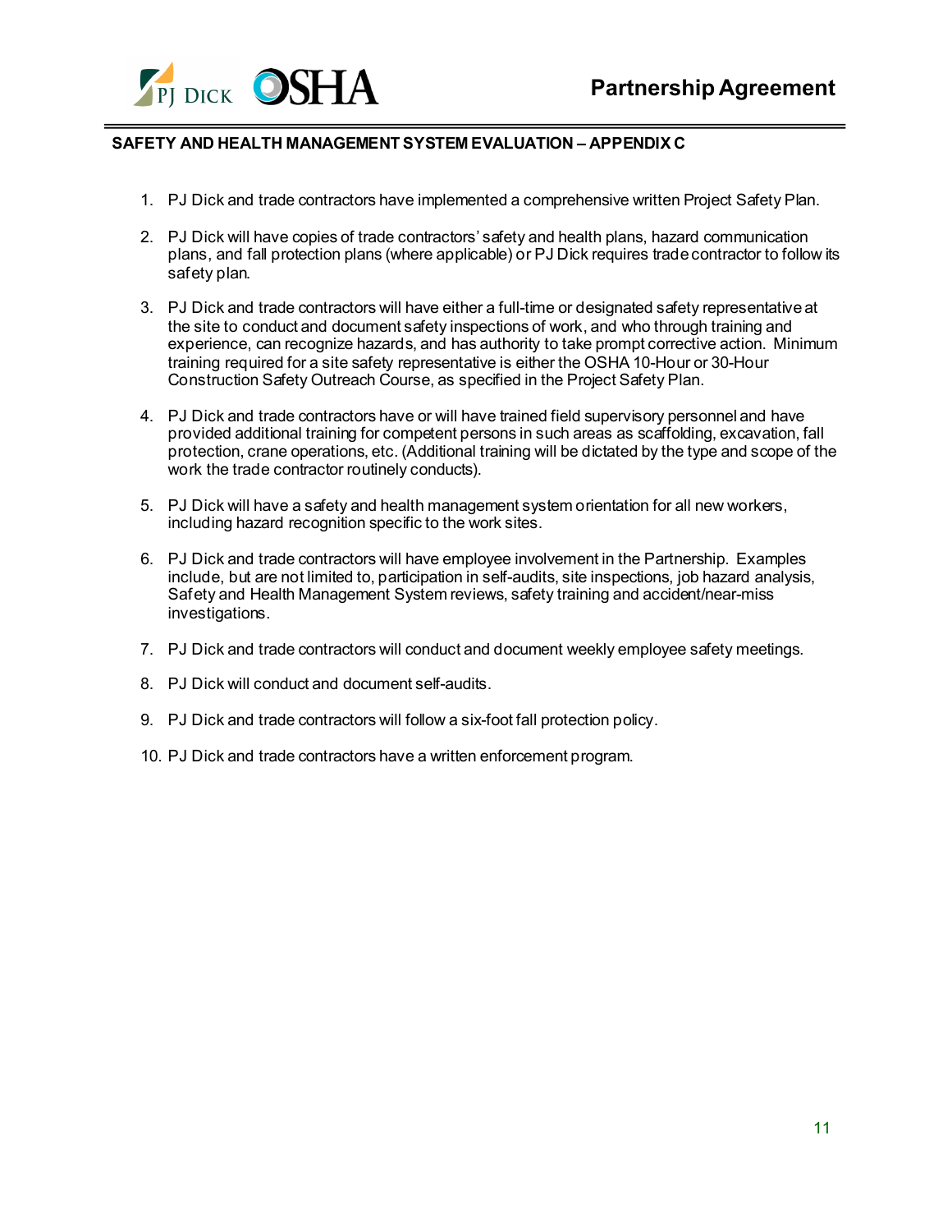## SAFETY AND HEALTH MANAGEMENT SYSTEM EVALUATION – APPENDIX C

1. PJ Dick and trade contractors have implemented a comprehensive written Project Safety Plan.

2. PJ Dick will have copies of trade contractors' safety and health plans, hazard communication plans, and fall protection plans (where applicable) or PJ Dick requires trade contractor to follow its safety plan.

3. PJ Dick and trade contractors will have either a full-time or designated safety representative at the site to conduct and document safety inspections of work, and who through training and experience, can recognize hazards, and has authority to take prompt corrective action. Minimum training required for a site safety representative is either the OSHA 10-Hour or 30-Hour Construction Safety Outreach Course, as specified in the Project Safety Plan.

4. PJ Dick and trade contractors have or will have trained field supervisory personnel and have provided additional training for competent persons in such areas as scaffolding, excavation, fall protection, crane operations, etc. (Additional training will be dictated by the type and scope of the work the trade contractor routinely conducts).

5. PJ Dick will have a safety and health management system orientation for all new workers, including hazard recognition specific to the work sites.

6. PJ Dick and trade contractors will have employee involvement in the Partnership. Examples include, but are not limited to, participation in self-audits, site inspections, job hazard analysis, Safety and Health Management System reviews, safety training and accident/near-miss investigations.

7. PJ Dick and trade contractors will conduct and document weekly employee safety meetings.

8. PJ Dick will conduct and document self-audits.

9. PJ Dick and trade contractors will follow a six-foot fall protection policy.

10. PJ Dick and trade contractors have a written enforcement program.